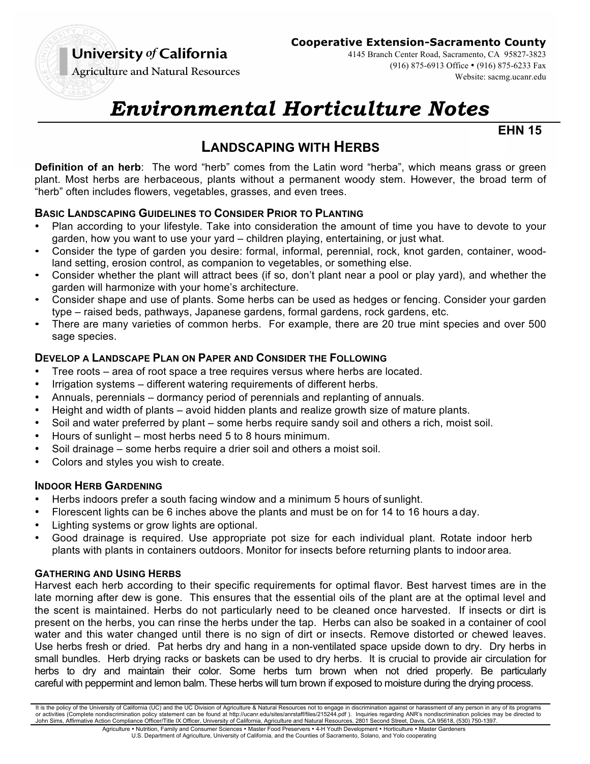**University of California**
**Agriculture and Natural Resources**

**Cooperative Extension-Sacramento County**
4145 Branch Center Road, Sacramento, CA 95827-3823
(916) 875-6913 Office • (916) 875-6233 Fax
Website: sacmg.ucanr.edu

# *Environmental Horticulture Notes*

**EHN 15**

## LANDSCAPING WITH HERBS

**Definition of an herb**: The word "herb" comes from the Latin word "herba", which means grass or green plant. Most herbs are herbaceous, plants without a permanent woody stem. However, the broad term of "herb" often includes flowers, vegetables, grasses, and even trees.

### BASIC LANDSCAPING GUIDELINES TO CONSIDER PRIOR TO PLANTING

- Plan according to your lifestyle. Take into consideration the amount of time you have to devote to your garden, how you want to use your yard – children playing, entertaining, or just what.
- Consider the type of garden you desire: formal, informal, perennial, rock, knot garden, container, woodland setting, erosion control, as companion to vegetables, or something else.
- Consider whether the plant will attract bees (if so, don't plant near a pool or play yard), and whether the garden will harmonize with your home's architecture.
- Consider shape and use of plants. Some herbs can be used as hedges or fencing. Consider your garden type – raised beds, pathways, Japanese gardens, formal gardens, rock gardens, etc.
- There are many varieties of common herbs. For example, there are 20 true mint species and over 500 sage species.

### DEVELOP A LANDSCAPE PLAN ON PAPER AND CONSIDER THE FOLLOWING

- Tree roots – area of root space a tree requires versus where herbs are located.
- Irrigation systems – different watering requirements of different herbs.
- Annuals, perennials – dormancy period of perennials and replanting of annuals.
- Height and width of plants – avoid hidden plants and realize growth size of mature plants.
- Soil and water preferred by plant – some herbs require sandy soil and others a rich, moist soil.
- Hours of sunlight – most herbs need 5 to 8 hours minimum.
- Soil drainage – some herbs require a drier soil and others a moist soil.
- Colors and styles you wish to create.

### INDOOR HERB GARDENING

- Herbs indoors prefer a south facing window and a minimum 5 hours of sunlight.
- Florescent lights can be 6 inches above the plants and must be on for 14 to 16 hours a day.
- Lighting systems or grow lights are optional.
- Good drainage is required. Use appropriate pot size for each individual plant. Rotate indoor herb plants with plants in containers outdoors. Monitor for insects before returning plants to indoor area.

### GATHERING AND USING HERBS

Harvest each herb according to their specific requirements for optimal flavor. Best harvest times are in the late morning after dew is gone. This ensures that the essential oils of the plant are at the optimal level and the scent is maintained. Herbs do not particularly need to be cleaned once harvested. If insects or dirt is present on the herbs, you can rinse the herbs under the tap. Herbs can also be soaked in a container of cool water and this water changed until there is no sign of dirt or insects. Remove distorted or chewed leaves. Use herbs fresh or dried. Pat herbs dry and hang in a non-ventilated space upside down to dry. Dry herbs in small bundles. Herb drying racks or baskets can be used to dry herbs. It is crucial to provide air circulation for herbs to dry and maintain their color. Some herbs turn brown when not dried properly. Be particularly careful with peppermint and lemon balm. These herbs will turn brown if exposed to moisture during the drying process.

It is the policy of the University of California (UC) and the UC Division of Agriculture & Natural Resources not to engage in discrimination against or harassment of any person in any of its programs or activities (Complete nondiscrimination policy statement can be found at http://ucanr.edu/sites/anrstaff/files/215244.pdf ). Inquiries regarding ANR's nondiscrimination policies may be directed to John Sims, Affirmative Action Compliance Officer/Title IX Officer, University of California, Agriculture and Natural Resources, 2801 Second Street, Davis, CA 95618, (530) 750-1397.

Agriculture • Nutrition, Family and Consumer Sciences • Master Food Preservers • 4-H Youth Development • Horticulture • Master Gardeners
U.S. Department of Agriculture, University of California, and the Counties of Sacramento, Solano, and Yolo cooperating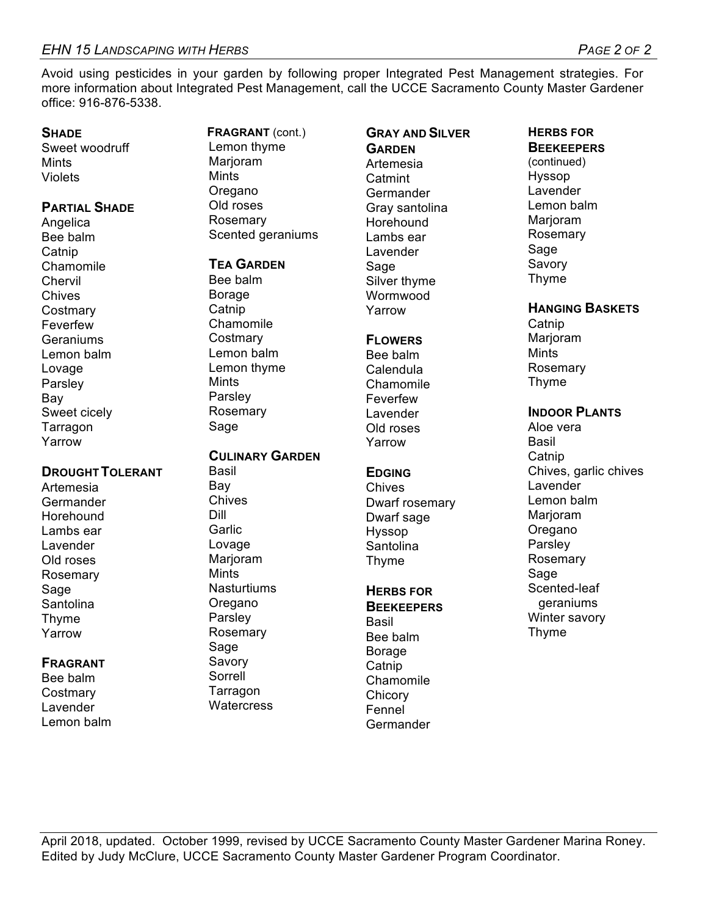Avoid using pesticides in your garden by following proper Integrated Pest Management strategies. For more information about Integrated Pest Management, call the UCCE Sacramento County Master Gardener office: 916-876-5338.

**SHADE**

Sweet woodruff
Mints
Violets

**PARTIAL SHADE**

Angelica
Bee balm
Catnip
Chamomile
Chervil
Chives
Costmary
Feverfew
Geraniums
Lemon balm
Lovage
Parsley
Bay
Sweet cicely
Tarragon
Yarrow

**DROUGHT TOLERANT**

Artemesia
Germander
Horehound
Lambs ear
Lavender
Old roses
Rosemary
Sage
Santolina
Thyme
Yarrow

**FRAGRANT**

Bee balm
Costmary
Lavender
Lemon balm
Lemon thyme
Marjoram
Mints
Oregano
Old roses
Rosemary
Scented geraniums

**TEA GARDEN**

Bee balm
Borage
Catnip
Chamomile
Costmary
Lemon balm
Lemon thyme
Mints
Parsley
Rosemary
Sage

**CULINARY GARDEN**

Basil
Bay
Chives
Dill
Garlic
Lovage
Marjoram
Mints
Nasturtiums
Oregano
Parsley
Rosemary
Sage
Savory
Sorrell
Tarragon
Watercress

**GRAY AND SILVER GARDEN**

Artemesia
Catmint
Germander
Gray santolina
Horehound
Lambs ear
Lavender
Sage
Silver thyme
Wormwood
Yarrow

**FLOWERS**

Bee balm
Calendula
Chamomile
Feverfew
Lavender
Old roses
Yarrow

**EDGING**

Chives
Dwarf rosemary
Dwarf sage
Hyssop
Santolina
Thyme

**HERBS FOR BEEKEEPERS**

Basil
Bee balm
Borage
Catnip
Chamomile
Chicory
Fennel
Germander
Hyssop
Lavender
Lemon balm
Marjoram
Rosemary
Sage
Savory
Thyme

**HANGING BASKETS**

Catnip
Marjoram
Mints
Rosemary
Thyme

**INDOOR PLANTS**

Aloe vera
Basil
Catnip
Chives, garlic chives
Lavender
Lemon balm
Marjoram
Oregano
Parsley
Rosemary
Sage
Scented-leaf geraniums
Winter savory
Thyme

April 2018, updated. October 1999, revised by UCCE Sacramento County Master Gardener Marina Roney. Edited by Judy McClure, UCCE Sacramento County Master Gardener Program Coordinator.